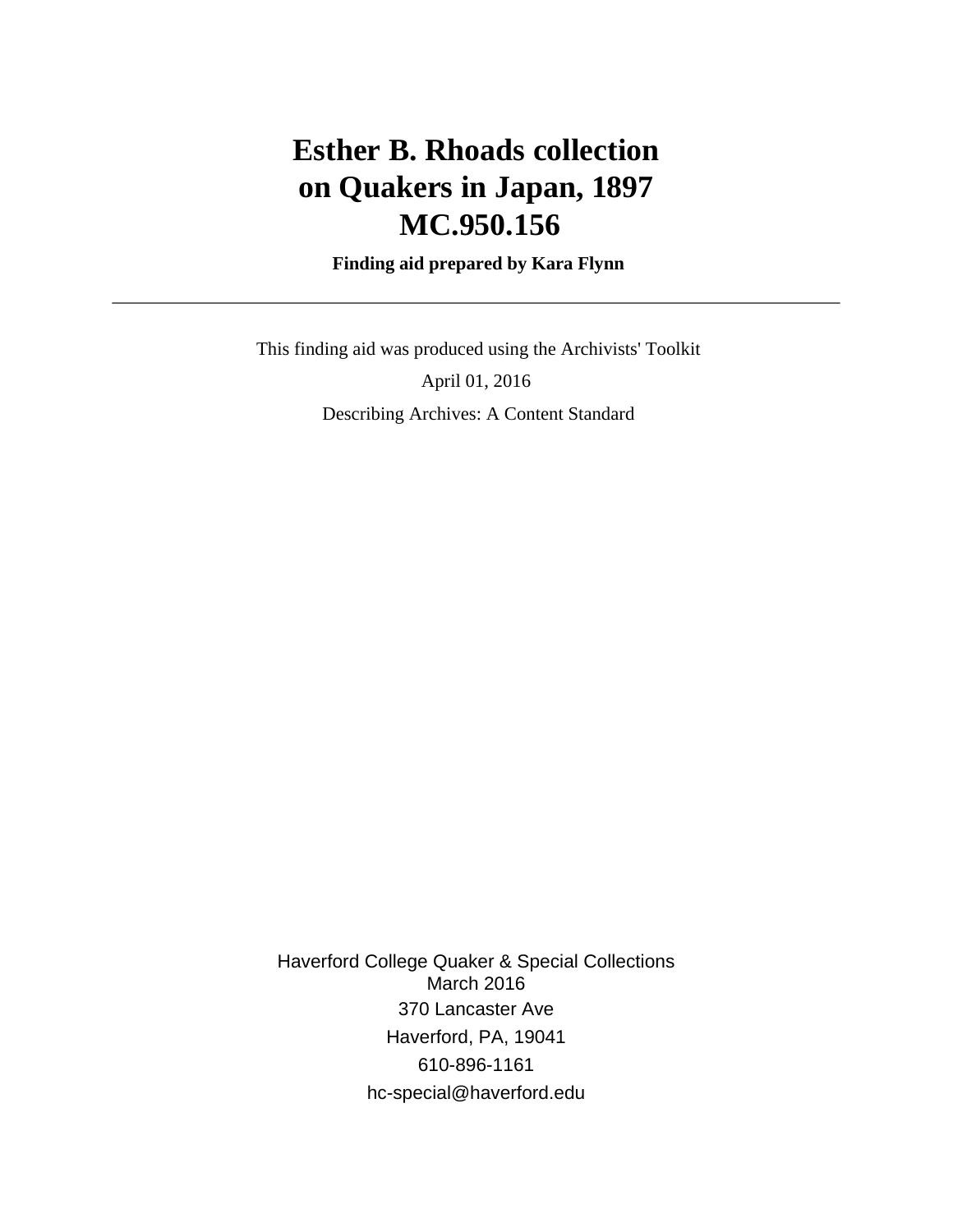# Esther B. Rhoads collection on Quakers in Japan, 1897 MC.950.156

**Finding aid prepared by Kara Flynn**

---

This finding aid was produced using the Archivists' Toolkit

April 01, 2016

Describing Archives: A Content Standard

Haverford College Quaker & Special Collections
March 2016
370 Lancaster Ave
Haverford, PA, 19041
610-896-1161
hc-special@haverford.edu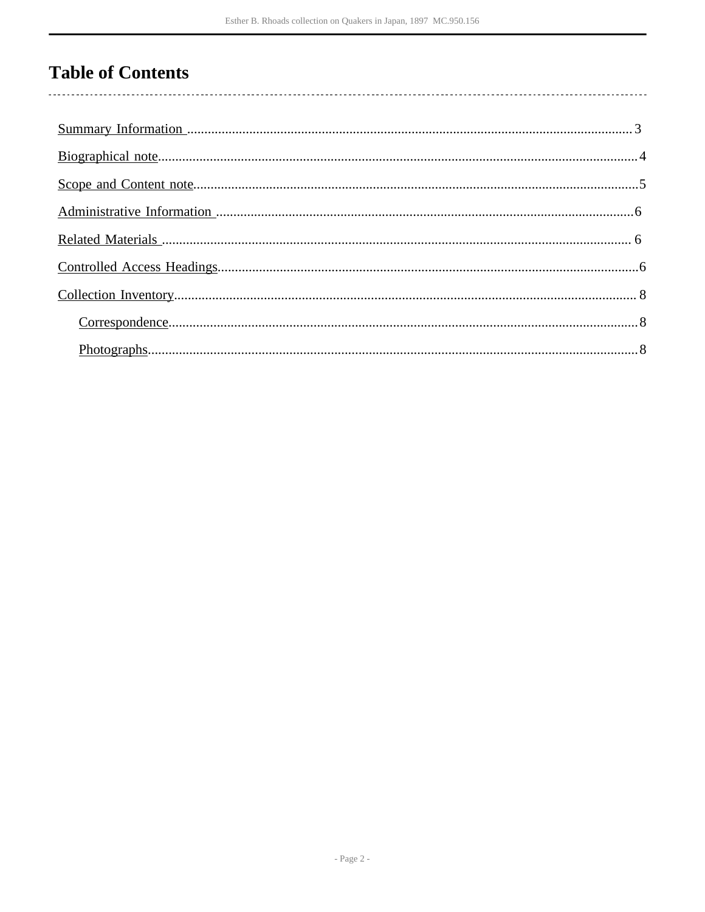# Table of Contents

- Summary Information ........ 3
- Biographical note ........ 4
- Scope and Content note ........ 5
- Administrative Information ........ 6
- Related Materials ........ 6
- Controlled Access Headings ........ 6
- Collection Inventory ........ 8
  - Correspondence ........ 8
  - Photographs ........ 8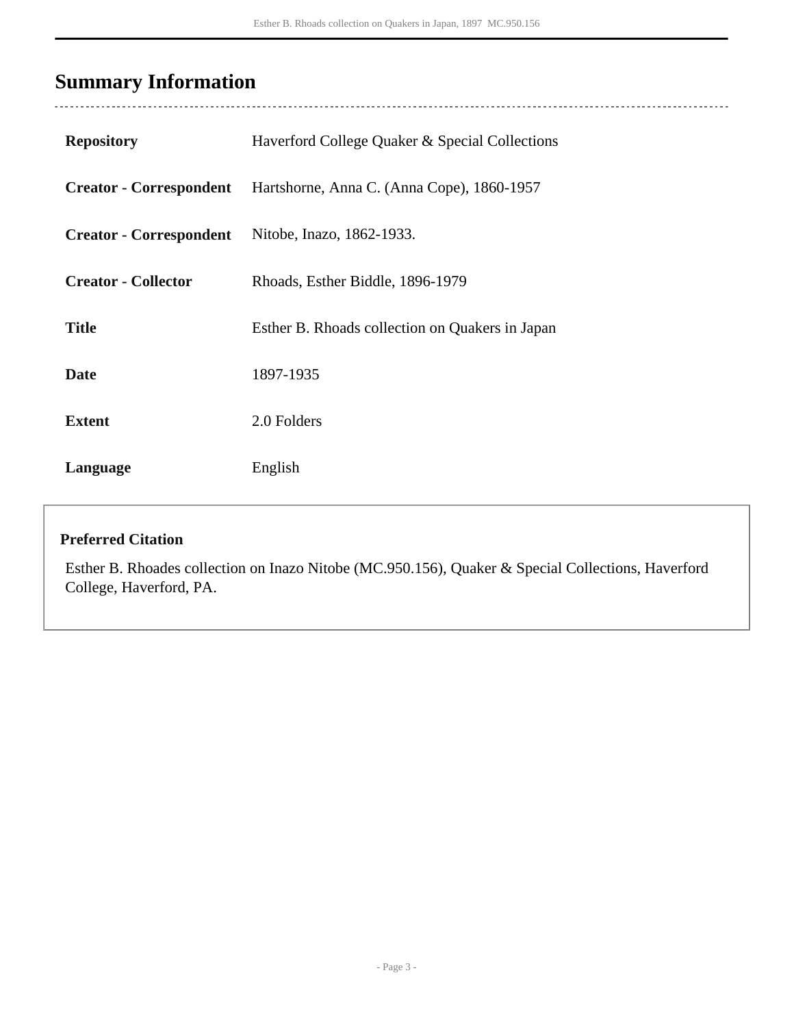## Summary Information

| | |
|---|---|
| **Repository** | Haverford College Quaker & Special Collections |
| **Creator - Correspondent** | Hartshorne, Anna C. (Anna Cope), 1860-1957 |
| **Creator - Correspondent** | Nitobe, Inazo, 1862-1933. |
| **Creator - Collector** | Rhoads, Esther Biddle, 1896-1979 |
| **Title** | Esther B. Rhoads collection on Quakers in Japan |
| **Date** | 1897-1935 |
| **Extent** | 2.0 Folders |
| **Language** | English |

**Preferred Citation**

Esther B. Rhoades collection on Inazo Nitobe (MC.950.156), Quaker & Special Collections, Haverford College, Haverford, PA.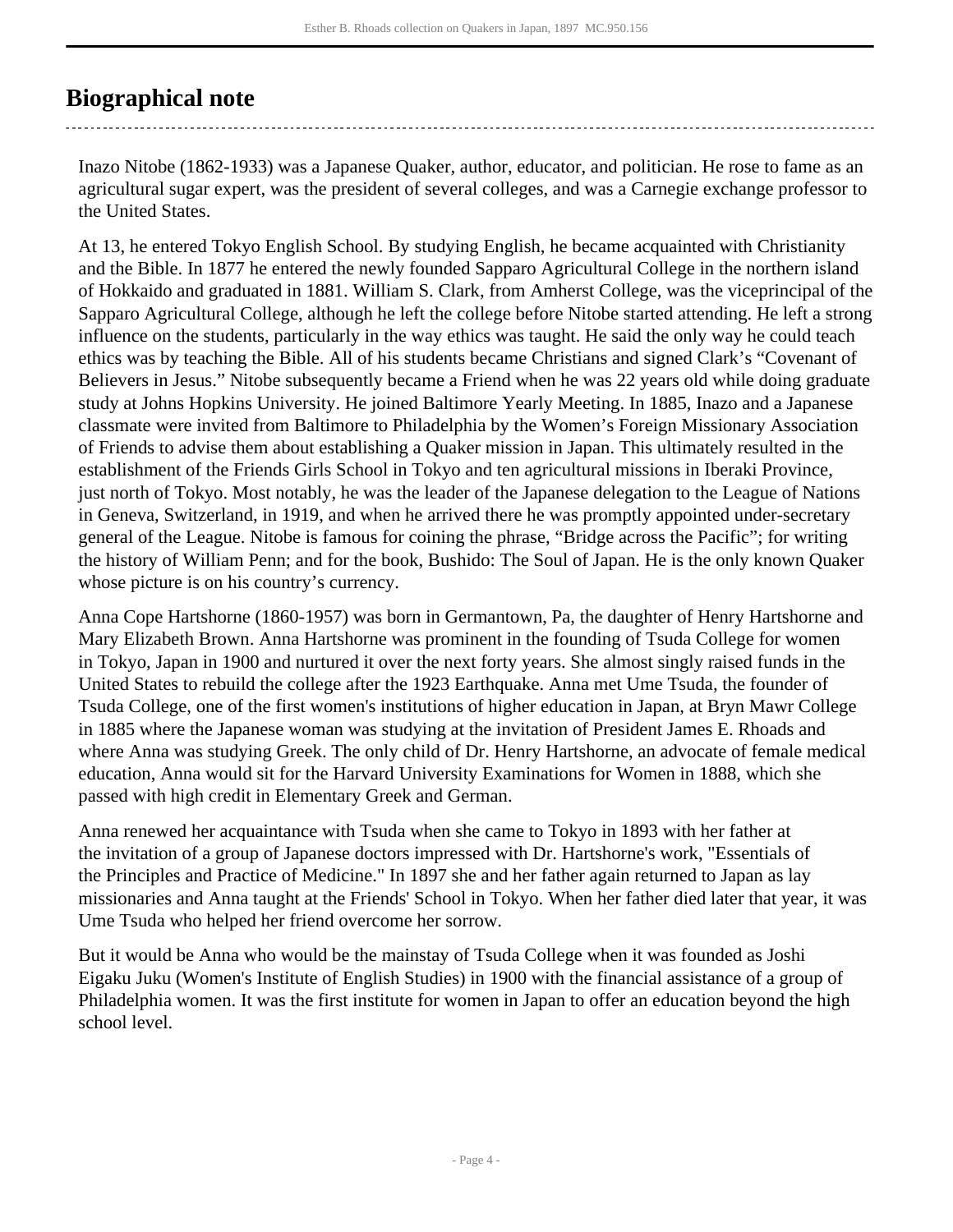## Biographical note

Inazo Nitobe (1862-1933) was a Japanese Quaker, author, educator, and politician. He rose to fame as an agricultural sugar expert, was the president of several colleges, and was a Carnegie exchange professor to the United States.

At 13, he entered Tokyo English School. By studying English, he became acquainted with Christianity and the Bible. In 1877 he entered the newly founded Sapparo Agricultural College in the northern island of Hokkaido and graduated in 1881. William S. Clark, from Amherst College, was the viceprincipal of the Sapparo Agricultural College, although he left the college before Nitobe started attending. He left a strong influence on the students, particularly in the way ethics was taught. He said the only way he could teach ethics was by teaching the Bible. All of his students became Christians and signed Clark's "Covenant of Believers in Jesus." Nitobe subsequently became a Friend when he was 22 years old while doing graduate study at Johns Hopkins University. He joined Baltimore Yearly Meeting. In 1885, Inazo and a Japanese classmate were invited from Baltimore to Philadelphia by the Women's Foreign Missionary Association of Friends to advise them about establishing a Quaker mission in Japan. This ultimately resulted in the establishment of the Friends Girls School in Tokyo and ten agricultural missions in Iberaki Province, just north of Tokyo. Most notably, he was the leader of the Japanese delegation to the League of Nations in Geneva, Switzerland, in 1919, and when he arrived there he was promptly appointed under-secretary general of the League. Nitobe is famous for coining the phrase, "Bridge across the Pacific"; for writing the history of William Penn; and for the book, Bushido: The Soul of Japan. He is the only known Quaker whose picture is on his country's currency.

Anna Cope Hartshorne (1860-1957) was born in Germantown, Pa, the daughter of Henry Hartshorne and Mary Elizabeth Brown. Anna Hartshorne was prominent in the founding of Tsuda College for women in Tokyo, Japan in 1900 and nurtured it over the next forty years. She almost singly raised funds in the United States to rebuild the college after the 1923 Earthquake. Anna met Ume Tsuda, the founder of Tsuda College, one of the first women's institutions of higher education in Japan, at Bryn Mawr College in 1885 where the Japanese woman was studying at the invitation of President James E. Rhoads and where Anna was studying Greek. The only child of Dr. Henry Hartshorne, an advocate of female medical education, Anna would sit for the Harvard University Examinations for Women in 1888, which she passed with high credit in Elementary Greek and German.

Anna renewed her acquaintance with Tsuda when she came to Tokyo in 1893 with her father at the invitation of a group of Japanese doctors impressed with Dr. Hartshorne's work, "Essentials of the Principles and Practice of Medicine." In 1897 she and her father again returned to Japan as lay missionaries and Anna taught at the Friends' School in Tokyo. When her father died later that year, it was Ume Tsuda who helped her friend overcome her sorrow.

But it would be Anna who would be the mainstay of Tsuda College when it was founded as Joshi Eigaku Juku (Women's Institute of English Studies) in 1900 with the financial assistance of a group of Philadelphia women. It was the first institute for women in Japan to offer an education beyond the high school level.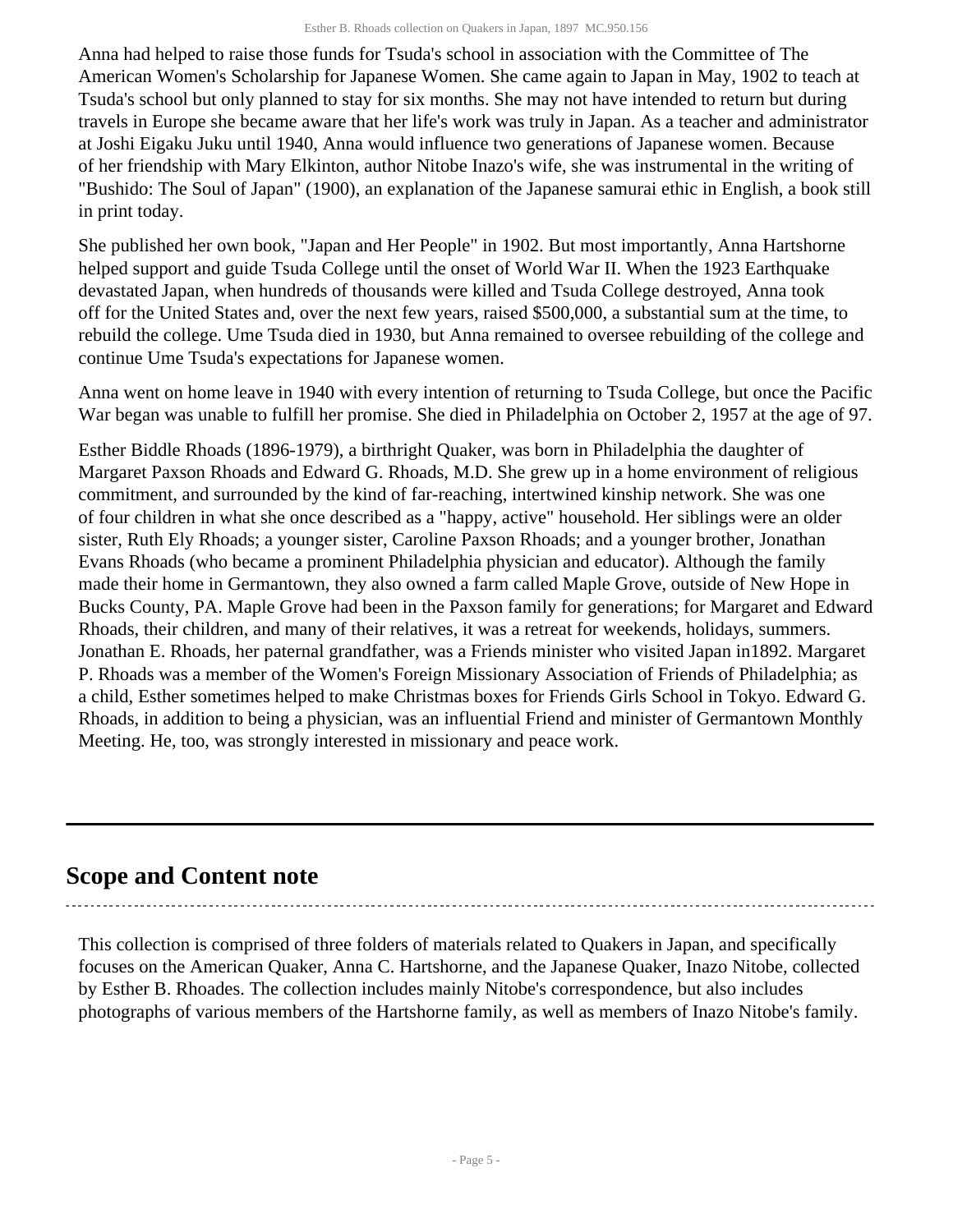Anna had helped to raise those funds for Tsuda's school in association with the Committee of The American Women's Scholarship for Japanese Women. She came again to Japan in May, 1902 to teach at Tsuda's school but only planned to stay for six months. She may not have intended to return but during travels in Europe she became aware that her life's work was truly in Japan. As a teacher and administrator at Joshi Eigaku Juku until 1940, Anna would influence two generations of Japanese women. Because of her friendship with Mary Elkinton, author Nitobe Inazo's wife, she was instrumental in the writing of "Bushido: The Soul of Japan" (1900), an explanation of the Japanese samurai ethic in English, a book still in print today.

She published her own book, "Japan and Her People" in 1902. But most importantly, Anna Hartshorne helped support and guide Tsuda College until the onset of World War II. When the 1923 Earthquake devastated Japan, when hundreds of thousands were killed and Tsuda College destroyed, Anna took off for the United States and, over the next few years, raised $500,000, a substantial sum at the time, to rebuild the college. Ume Tsuda died in 1930, but Anna remained to oversee rebuilding of the college and continue Ume Tsuda's expectations for Japanese women.

Anna went on home leave in 1940 with every intention of returning to Tsuda College, but once the Pacific War began was unable to fulfill her promise. She died in Philadelphia on October 2, 1957 at the age of 97.

Esther Biddle Rhoads (1896-1979), a birthright Quaker, was born in Philadelphia the daughter of Margaret Paxson Rhoads and Edward G. Rhoads, M.D. She grew up in a home environment of religious commitment, and surrounded by the kind of far-reaching, intertwined kinship network. She was one of four children in what she once described as a "happy, active" household. Her siblings were an older sister, Ruth Ely Rhoads; a younger sister, Caroline Paxson Rhoads; and a younger brother, Jonathan Evans Rhoads (who became a prominent Philadelphia physician and educator). Although the family made their home in Germantown, they also owned a farm called Maple Grove, outside of New Hope in Bucks County, PA. Maple Grove had been in the Paxson family for generations; for Margaret and Edward Rhoads, their children, and many of their relatives, it was a retreat for weekends, holidays, summers. Jonathan E. Rhoads, her paternal grandfather, was a Friends minister who visited Japan in1892. Margaret P. Rhoads was a member of the Women's Foreign Missionary Association of Friends of Philadelphia; as a child, Esther sometimes helped to make Christmas boxes for Friends Girls School in Tokyo. Edward G. Rhoads, in addition to being a physician, was an influential Friend and minister of Germantown Monthly Meeting. He, too, was strongly interested in missionary and peace work.

## Scope and Content note

This collection is comprised of three folders of materials related to Quakers in Japan, and specifically focuses on the American Quaker, Anna C. Hartshorne, and the Japanese Quaker, Inazo Nitobe, collected by Esther B. Rhoades. The collection includes mainly Nitobe's correspondence, but also includes photographs of various members of the Hartshorne family, as well as members of Inazo Nitobe's family.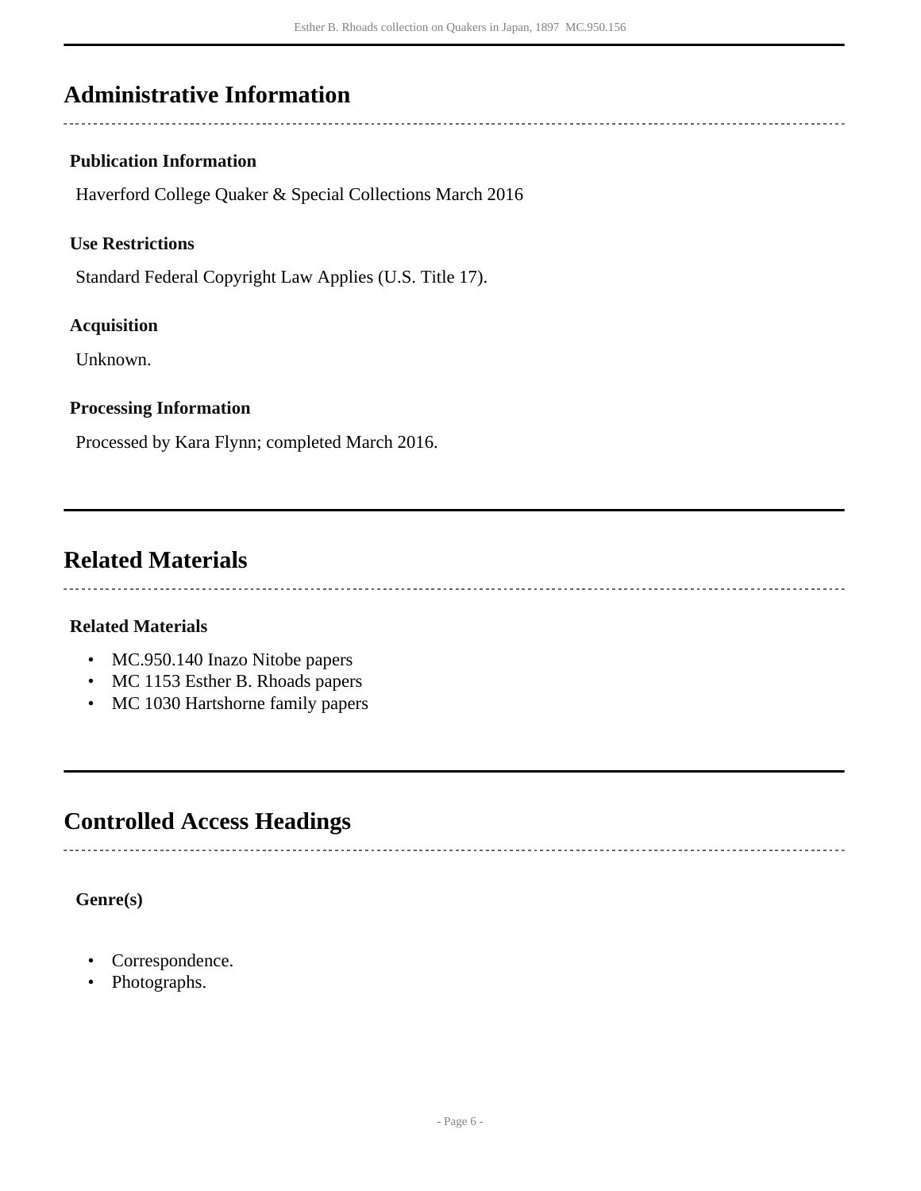## Administrative Information

### Publication Information

Haverford College Quaker & Special Collections March 2016

### Use Restrictions

Standard Federal Copyright Law Applies (U.S. Title 17).

### Acquisition

Unknown.

### Processing Information

Processed by Kara Flynn; completed March 2016.

## Related Materials

### Related Materials

- MC.950.140 Inazo Nitobe papers
- MC 1153 Esther B. Rhoads papers
- MC 1030 Hartshorne family papers

## Controlled Access Headings

### Genre(s)

- Correspondence.
- Photographs.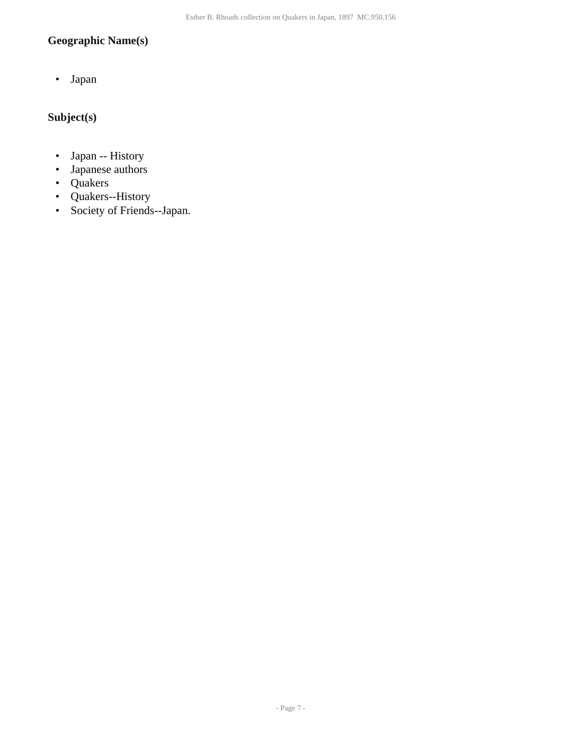### Geographic Name(s)

- Japan

### Subject(s)

- Japan -- History
- Japanese authors
- Quakers
- Quakers--History
- Society of Friends--Japan.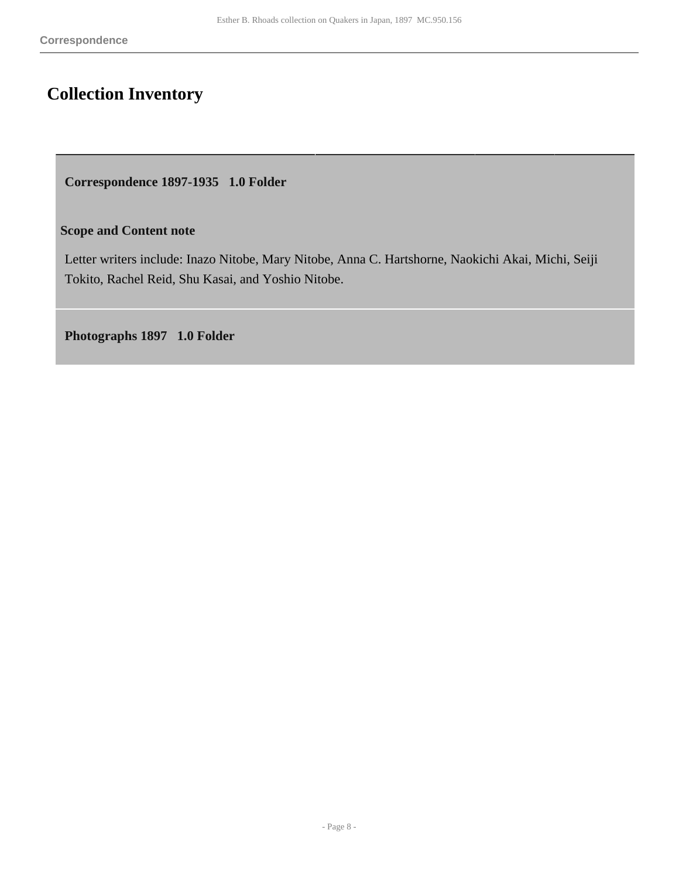## Collection Inventory

**Correspondence 1897-1935 1.0 Folder**

**Scope and Content note**

Letter writers include: Inazo Nitobe, Mary Nitobe, Anna C. Hartshorne, Naokichi Akai, Michi, Seiji Tokito, Rachel Reid, Shu Kasai, and Yoshio Nitobe.

**Photographs 1897 1.0 Folder**